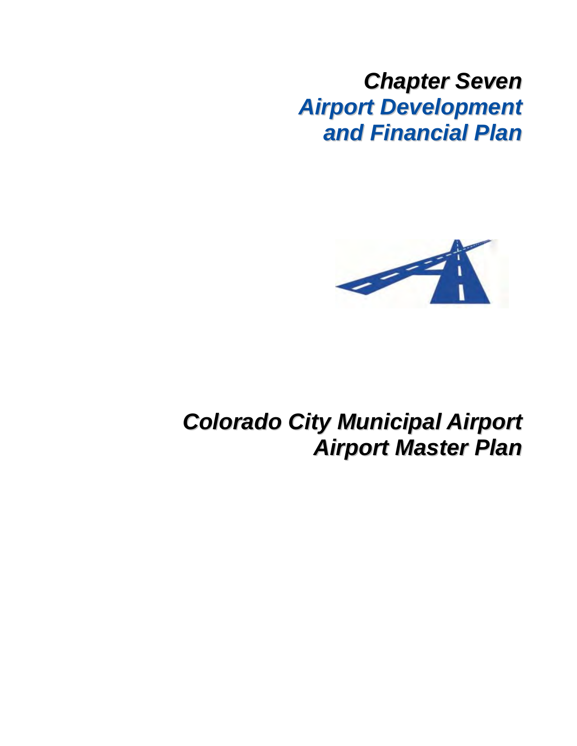# Chapter Seven
# Airport Development and Financial Plan

# Colorado City Municipal Airport
# Airport Master Plan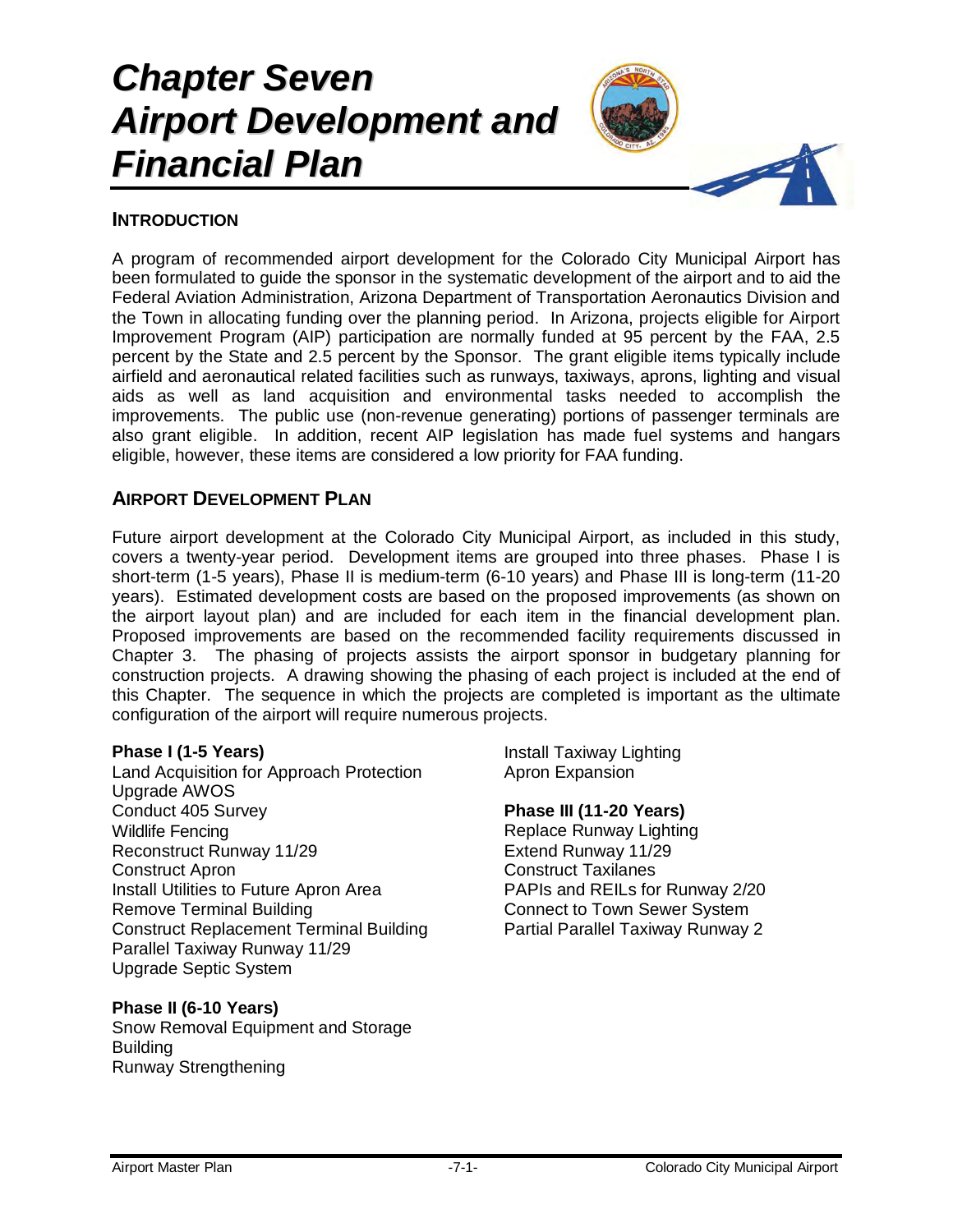# *Chapter Seven Airport Development and Financial Plan*

## INTRODUCTION

A program of recommended airport development for the Colorado City Municipal Airport has been formulated to guide the sponsor in the systematic development of the airport and to aid the Federal Aviation Administration, Arizona Department of Transportation Aeronautics Division and the Town in allocating funding over the planning period. In Arizona, projects eligible for Airport Improvement Program (AIP) participation are normally funded at 95 percent by the FAA, 2.5 percent by the State and 2.5 percent by the Sponsor. The grant eligible items typically include airfield and aeronautical related facilities such as runways, taxiways, aprons, lighting and visual aids as well as land acquisition and environmental tasks needed to accomplish the improvements. The public use (non-revenue generating) portions of passenger terminals are also grant eligible. In addition, recent AIP legislation has made fuel systems and hangars eligible, however, these items are considered a low priority for FAA funding.

## AIRPORT DEVELOPMENT PLAN

Future airport development at the Colorado City Municipal Airport, as included in this study, covers a twenty-year period. Development items are grouped into three phases. Phase I is short-term (1-5 years), Phase II is medium-term (6-10 years) and Phase III is long-term (11-20 years). Estimated development costs are based on the proposed improvements (as shown on the airport layout plan) and are included for each item in the financial development plan. Proposed improvements are based on the recommended facility requirements discussed in Chapter 3. The phasing of projects assists the airport sponsor in budgetary planning for construction projects. A drawing showing the phasing of each project is included at the end of this Chapter. The sequence in which the projects are completed is important as the ultimate configuration of the airport will require numerous projects.

**Phase I (1-5 Years)**
Land Acquisition for Approach Protection
Upgrade AWOS
Conduct 405 Survey
Wildlife Fencing
Reconstruct Runway 11/29
Construct Apron
Install Utilities to Future Apron Area
Remove Terminal Building
Construct Replacement Terminal Building
Parallel Taxiway Runway 11/29
Upgrade Septic System

**Phase II (6-10 Years)**
Snow Removal Equipment and Storage Building
Runway Strengthening
Install Taxiway Lighting
Apron Expansion

**Phase III (11-20 Years)**
Replace Runway Lighting
Extend Runway 11/29
Construct Taxilanes
PAPIs and REILs for Runway 2/20
Connect to Town Sewer System
Partial Parallel Taxiway Runway 2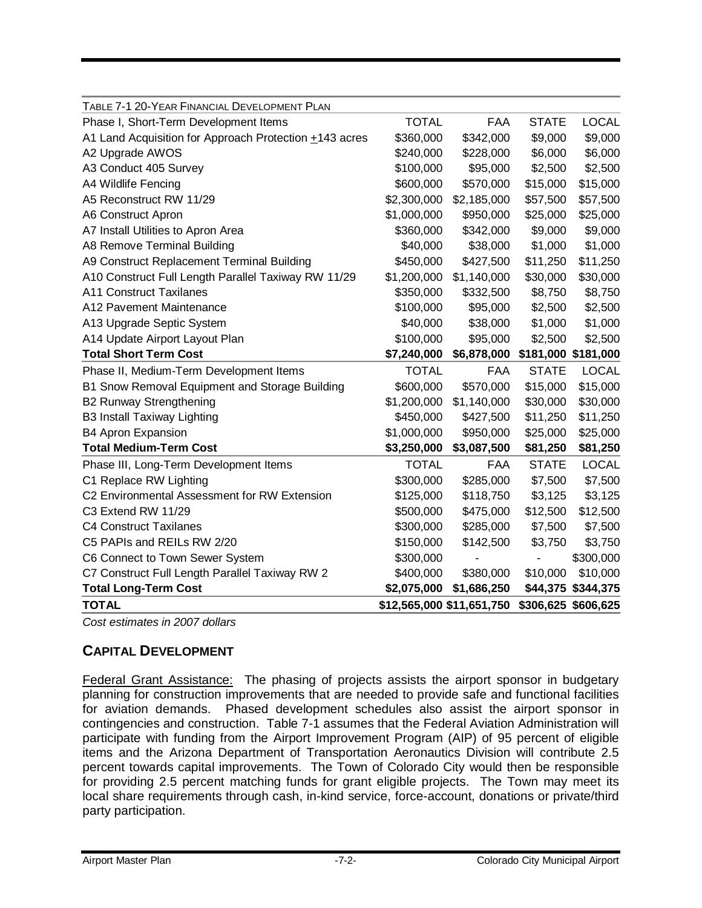TABLE 7-1 20-YEAR FINANCIAL DEVELOPMENT PLAN

| Phase I, Short-Term Development Items | TOTAL | FAA | STATE | LOCAL |
|---|---|---|---|---|
| A1 Land Acquisition for Approach Protection ±143 acres | $360,000 | $342,000 | $9,000 | $9,000 |
| A2 Upgrade AWOS | $240,000 | $228,000 | $6,000 | $6,000 |
| A3 Conduct 405 Survey | $100,000 | $95,000 | $2,500 | $2,500 |
| A4 Wildlife Fencing | $600,000 | $570,000 | $15,000 | $15,000 |
| A5 Reconstruct RW 11/29 | $2,300,000 | $2,185,000 | $57,500 | $57,500 |
| A6 Construct Apron | $1,000,000 | $950,000 | $25,000 | $25,000 |
| A7 Install Utilities to Apron Area | $360,000 | $342,000 | $9,000 | $9,000 |
| A8 Remove Terminal Building | $40,000 | $38,000 | $1,000 | $1,000 |
| A9 Construct Replacement Terminal Building | $450,000 | $427,500 | $11,250 | $11,250 |
| A10 Construct Full Length Parallel Taxiway RW 11/29 | $1,200,000 | $1,140,000 | $30,000 | $30,000 |
| A11 Construct Taxilanes | $350,000 | $332,500 | $8,750 | $8,750 |
| A12 Pavement Maintenance | $100,000 | $95,000 | $2,500 | $2,500 |
| A13 Upgrade Septic System | $40,000 | $38,000 | $1,000 | $1,000 |
| A14 Update Airport Layout Plan | $100,000 | $95,000 | $2,500 | $2,500 |
| **Total Short Term Cost** | **$7,240,000** | **$6,878,000** | **$181,000** | **$181,000** |
| Phase II, Medium-Term Development Items | TOTAL | FAA | STATE | LOCAL |
| B1 Snow Removal Equipment and Storage Building | $600,000 | $570,000 | $15,000 | $15,000 |
| B2 Runway Strengthening | $1,200,000 | $1,140,000 | $30,000 | $30,000 |
| B3 Install Taxiway Lighting | $450,000 | $427,500 | $11,250 | $11,250 |
| B4 Apron Expansion | $1,000,000 | $950,000 | $25,000 | $25,000 |
| **Total Medium-Term Cost** | **$3,250,000** | **$3,087,500** | **$81,250** | **$81,250** |
| Phase III, Long-Term Development Items | TOTAL | FAA | STATE | LOCAL |
| C1 Replace RW Lighting | $300,000 | $285,000 | $7,500 | $7,500 |
| C2 Environmental Assessment for RW Extension | $125,000 | $118,750 | $3,125 | $3,125 |
| C3 Extend RW 11/29 | $500,000 | $475,000 | $12,500 | $12,500 |
| C4 Construct Taxilanes | $300,000 | $285,000 | $7,500 | $7,500 |
| C5 PAPIs and REILs RW 2/20 | $150,000 | $142,500 | $3,750 | $3,750 |
| C6 Connect to Town Sewer System | $300,000 | - | - | $300,000 |
| C7 Construct Full Length Parallel Taxiway RW 2 | $400,000 | $380,000 | $10,000 | $10,000 |
| **Total Long-Term Cost** | **$2,075,000** | **$1,686,250** | **$44,375** | **$344,375** |
| **TOTAL** | **$12,565,000** | **$11,651,750** | **$306,625** | **$606,625** |

*Cost estimates in 2007 dollars*

## CAPITAL DEVELOPMENT

Federal Grant Assistance: The phasing of projects assists the airport sponsor in budgetary planning for construction improvements that are needed to provide safe and functional facilities for aviation demands. Phased development schedules also assist the airport sponsor in contingencies and construction. Table 7-1 assumes that the Federal Aviation Administration will participate with funding from the Airport Improvement Program (AIP) of 95 percent of eligible items and the Arizona Department of Transportation Aeronautics Division will contribute 2.5 percent towards capital improvements. The Town of Colorado City would then be responsible for providing 2.5 percent matching funds for grant eligible projects. The Town may meet its local share requirements through cash, in-kind service, force-account, donations or private/third party participation.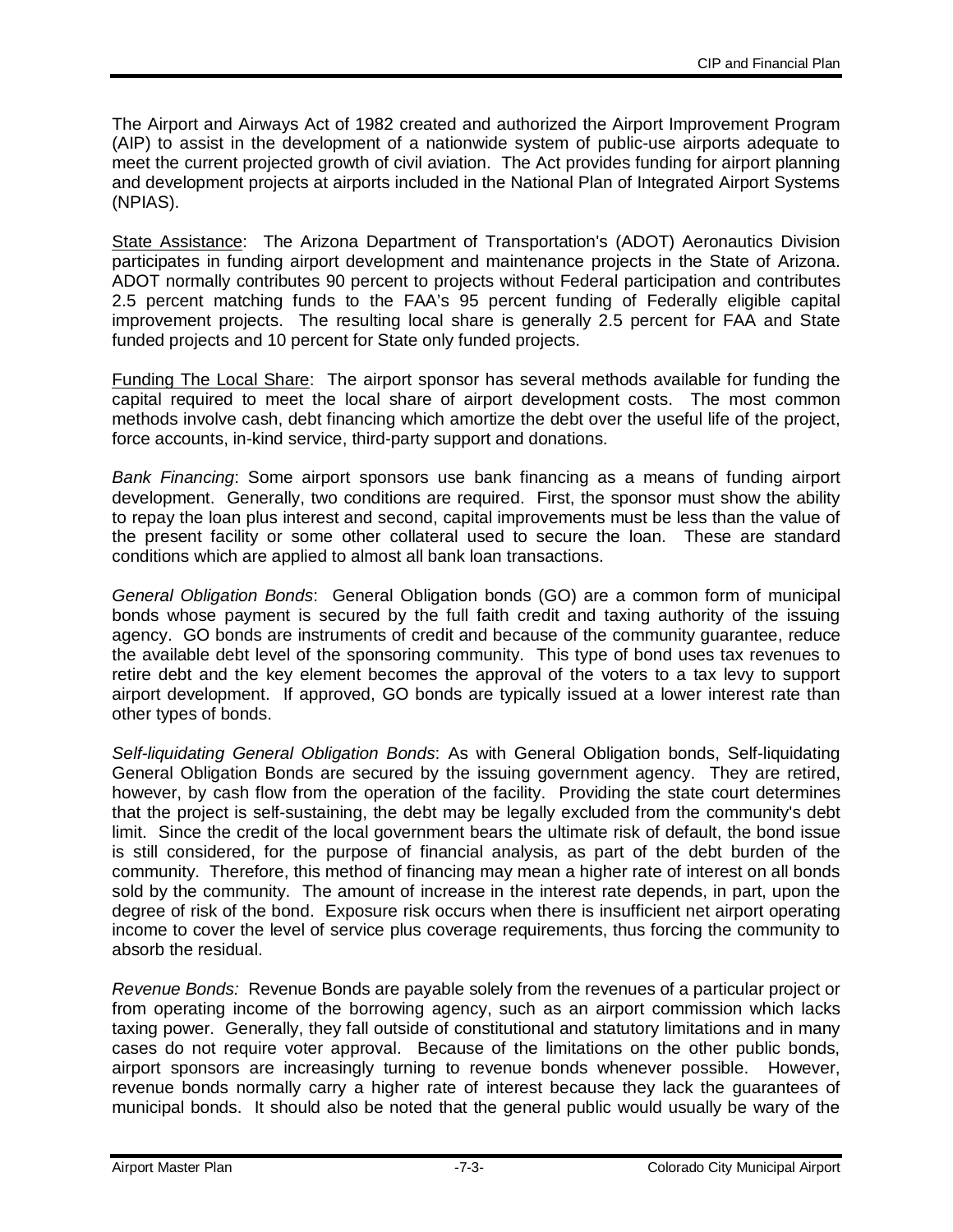The Airport and Airways Act of 1982 created and authorized the Airport Improvement Program (AIP) to assist in the development of a nationwide system of public-use airports adequate to meet the current projected growth of civil aviation. The Act provides funding for airport planning and development projects at airports included in the National Plan of Integrated Airport Systems (NPIAS).

<u>State Assistance</u>: The Arizona Department of Transportation's (ADOT) Aeronautics Division participates in funding airport development and maintenance projects in the State of Arizona. ADOT normally contributes 90 percent to projects without Federal participation and contributes 2.5 percent matching funds to the FAA's 95 percent funding of Federally eligible capital improvement projects. The resulting local share is generally 2.5 percent for FAA and State funded projects and 10 percent for State only funded projects.

<u>Funding The Local Share</u>: The airport sponsor has several methods available for funding the capital required to meet the local share of airport development costs. The most common methods involve cash, debt financing which amortize the debt over the useful life of the project, force accounts, in-kind service, third-party support and donations.

*Bank Financing*: Some airport sponsors use bank financing as a means of funding airport development. Generally, two conditions are required. First, the sponsor must show the ability to repay the loan plus interest and second, capital improvements must be less than the value of the present facility or some other collateral used to secure the loan. These are standard conditions which are applied to almost all bank loan transactions.

*General Obligation Bonds*: General Obligation bonds (GO) are a common form of municipal bonds whose payment is secured by the full faith credit and taxing authority of the issuing agency. GO bonds are instruments of credit and because of the community guarantee, reduce the available debt level of the sponsoring community. This type of bond uses tax revenues to retire debt and the key element becomes the approval of the voters to a tax levy to support airport development. If approved, GO bonds are typically issued at a lower interest rate than other types of bonds.

*Self-liquidating General Obligation Bonds*: As with General Obligation bonds, Self-liquidating General Obligation Bonds are secured by the issuing government agency. They are retired, however, by cash flow from the operation of the facility. Providing the state court determines that the project is self-sustaining, the debt may be legally excluded from the community's debt limit. Since the credit of the local government bears the ultimate risk of default, the bond issue is still considered, for the purpose of financial analysis, as part of the debt burden of the community. Therefore, this method of financing may mean a higher rate of interest on all bonds sold by the community. The amount of increase in the interest rate depends, in part, upon the degree of risk of the bond. Exposure risk occurs when there is insufficient net airport operating income to cover the level of service plus coverage requirements, thus forcing the community to absorb the residual.

*Revenue Bonds:* Revenue Bonds are payable solely from the revenues of a particular project or from operating income of the borrowing agency, such as an airport commission which lacks taxing power. Generally, they fall outside of constitutional and statutory limitations and in many cases do not require voter approval. Because of the limitations on the other public bonds, airport sponsors are increasingly turning to revenue bonds whenever possible. However, revenue bonds normally carry a higher rate of interest because they lack the guarantees of municipal bonds. It should also be noted that the general public would usually be wary of the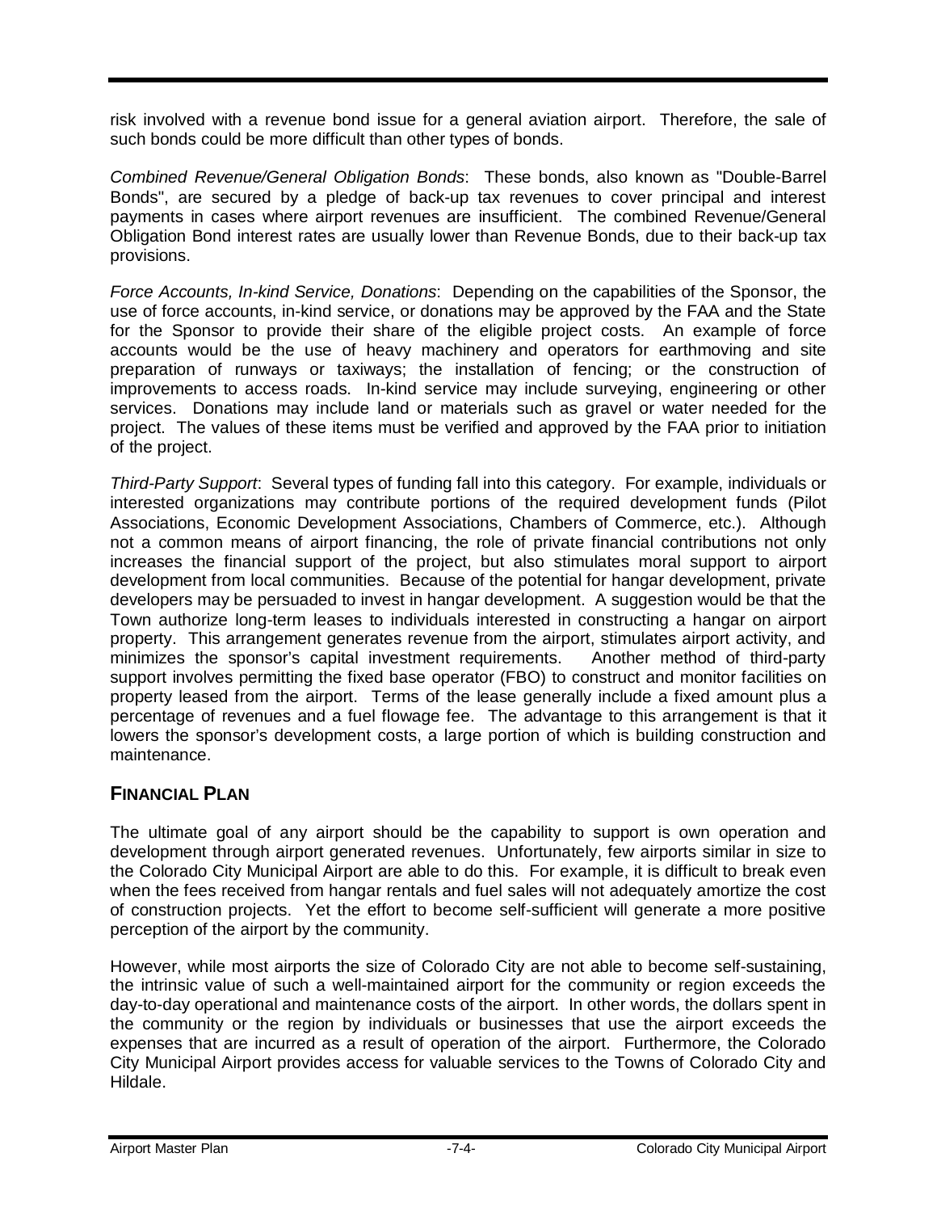risk involved with a revenue bond issue for a general aviation airport. Therefore, the sale of such bonds could be more difficult than other types of bonds.

*Combined Revenue/General Obligation Bonds*: These bonds, also known as "Double-Barrel Bonds", are secured by a pledge of back-up tax revenues to cover principal and interest payments in cases where airport revenues are insufficient. The combined Revenue/General Obligation Bond interest rates are usually lower than Revenue Bonds, due to their back-up tax provisions.

*Force Accounts, In-kind Service, Donations*: Depending on the capabilities of the Sponsor, the use of force accounts, in-kind service, or donations may be approved by the FAA and the State for the Sponsor to provide their share of the eligible project costs. An example of force accounts would be the use of heavy machinery and operators for earthmoving and site preparation of runways or taxiways; the installation of fencing; or the construction of improvements to access roads. In-kind service may include surveying, engineering or other services. Donations may include land or materials such as gravel or water needed for the project. The values of these items must be verified and approved by the FAA prior to initiation of the project.

*Third-Party Support*: Several types of funding fall into this category. For example, individuals or interested organizations may contribute portions of the required development funds (Pilot Associations, Economic Development Associations, Chambers of Commerce, etc.). Although not a common means of airport financing, the role of private financial contributions not only increases the financial support of the project, but also stimulates moral support to airport development from local communities. Because of the potential for hangar development, private developers may be persuaded to invest in hangar development. A suggestion would be that the Town authorize long-term leases to individuals interested in constructing a hangar on airport property. This arrangement generates revenue from the airport, stimulates airport activity, and minimizes the sponsor's capital investment requirements. Another method of third-party support involves permitting the fixed base operator (FBO) to construct and monitor facilities on property leased from the airport. Terms of the lease generally include a fixed amount plus a percentage of revenues and a fuel flowage fee. The advantage to this arrangement is that it lowers the sponsor's development costs, a large portion of which is building construction and maintenance.

## FINANCIAL PLAN

The ultimate goal of any airport should be the capability to support is own operation and development through airport generated revenues. Unfortunately, few airports similar in size to the Colorado City Municipal Airport are able to do this. For example, it is difficult to break even when the fees received from hangar rentals and fuel sales will not adequately amortize the cost of construction projects. Yet the effort to become self-sufficient will generate a more positive perception of the airport by the community.

However, while most airports the size of Colorado City are not able to become self-sustaining, the intrinsic value of such a well-maintained airport for the community or region exceeds the day-to-day operational and maintenance costs of the airport. In other words, the dollars spent in the community or the region by individuals or businesses that use the airport exceeds the expenses that are incurred as a result of operation of the airport. Furthermore, the Colorado City Municipal Airport provides access for valuable services to the Towns of Colorado City and Hildale.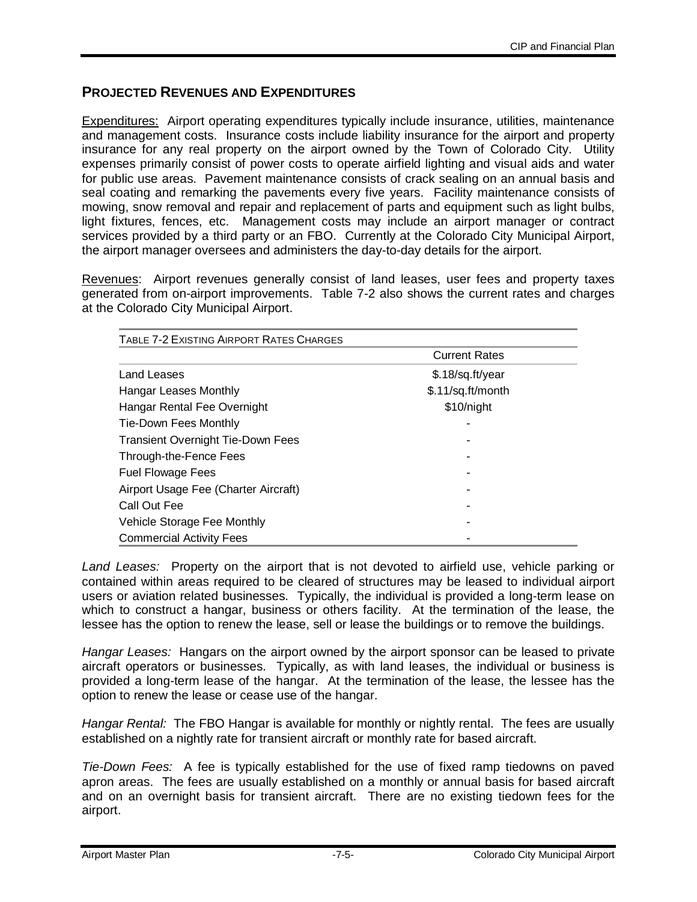## PROJECTED REVENUES AND EXPENDITURES

Expenditures: Airport operating expenditures typically include insurance, utilities, maintenance and management costs. Insurance costs include liability insurance for the airport and property insurance for any real property on the airport owned by the Town of Colorado City. Utility expenses primarily consist of power costs to operate airfield lighting and visual aids and water for public use areas. Pavement maintenance consists of crack sealing on an annual basis and seal coating and remarking the pavements every five years. Facility maintenance consists of mowing, snow removal and repair and replacement of parts and equipment such as light bulbs, light fixtures, fences, etc. Management costs may include an airport manager or contract services provided by a third party or an FBO. Currently at the Colorado City Municipal Airport, the airport manager oversees and administers the day-to-day details for the airport.

Revenues: Airport revenues generally consist of land leases, user fees and property taxes generated from on-airport improvements. Table 7-2 also shows the current rates and charges at the Colorado City Municipal Airport.

TABLE 7-2 EXISTING AIRPORT RATES CHARGES

| | Current Rates |
|---|---|
| Land Leases | $.18/sq.ft/year |
| Hangar Leases Monthly | $.11/sq.ft/month |
| Hangar Rental Fee Overnight | $10/night |
| Tie-Down Fees Monthly | - |
| Transient Overnight Tie-Down Fees | - |
| Through-the-Fence Fees | - |
| Fuel Flowage Fees | - |
| Airport Usage Fee (Charter Aircraft) | - |
| Call Out Fee | - |
| Vehicle Storage Fee Monthly | - |
| Commercial Activity Fees | - |

*Land Leases:* Property on the airport that is not devoted to airfield use, vehicle parking or contained within areas required to be cleared of structures may be leased to individual airport users or aviation related businesses. Typically, the individual is provided a long-term lease on which to construct a hangar, business or others facility. At the termination of the lease, the lessee has the option to renew the lease, sell or lease the buildings or to remove the buildings.

*Hangar Leases:* Hangars on the airport owned by the airport sponsor can be leased to private aircraft operators or businesses. Typically, as with land leases, the individual or business is provided a long-term lease of the hangar. At the termination of the lease, the lessee has the option to renew the lease or cease use of the hangar.

*Hangar Rental:* The FBO Hangar is available for monthly or nightly rental. The fees are usually established on a nightly rate for transient aircraft or monthly rate for based aircraft.

*Tie-Down Fees:* A fee is typically established for the use of fixed ramp tiedowns on paved apron areas. The fees are usually established on a monthly or annual basis for based aircraft and on an overnight basis for transient aircraft. There are no existing tiedown fees for the airport.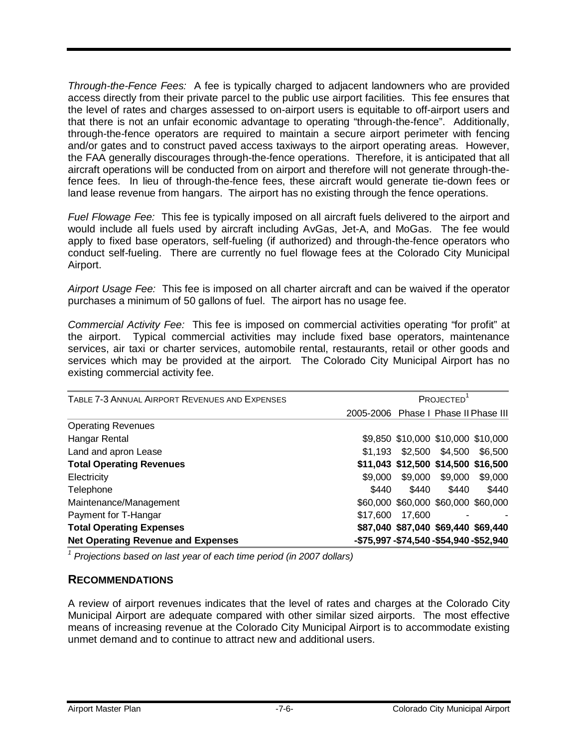*Through-the-Fence Fees:* A fee is typically charged to adjacent landowners who are provided access directly from their private parcel to the public use airport facilities. This fee ensures that the level of rates and charges assessed to on-airport users is equitable to off-airport users and that there is not an unfair economic advantage to operating "through-the-fence". Additionally, through-the-fence operators are required to maintain a secure airport perimeter with fencing and/or gates and to construct paved access taxiways to the airport operating areas. However, the FAA generally discourages through-the-fence operations. Therefore, it is anticipated that all aircraft operations will be conducted from on airport and therefore will not generate through-the-fence fees. In lieu of through-the-fence fees, these aircraft would generate tie-down fees or land lease revenue from hangars. The airport has no existing through the fence operations.

*Fuel Flowage Fee:* This fee is typically imposed on all aircraft fuels delivered to the airport and would include all fuels used by aircraft including AvGas, Jet-A, and MoGas. The fee would apply to fixed base operators, self-fueling (if authorized) and through-the-fence operators who conduct self-fueling. There are currently no fuel flowage fees at the Colorado City Municipal Airport.

*Airport Usage Fee:* This fee is imposed on all charter aircraft and can be waived if the operator purchases a minimum of 50 gallons of fuel. The airport has no usage fee.

*Commercial Activity Fee:* This fee is imposed on commercial activities operating "for profit" at the airport. Typical commercial activities may include fixed base operators, maintenance services, air taxi or charter services, automobile rental, restaurants, retail or other goods and services which may be provided at the airport. The Colorado City Municipal Airport has no existing commercial activity fee.

| TABLE 7-3 ANNUAL AIRPORT REVENUES AND EXPENSES | | PROJECTED[1] | | |
|---|---|---|---|---|
| | 2005-2006 | Phase I | Phase II | Phase III |
| Operating Revenues | | | | |
| Hangar Rental | $9,850 | $10,000 | $10,000 | $10,000 |
| Land and apron Lease | $1,193 | $2,500 | $4,500 | $6,500 |
| **Total Operating Revenues** | **$11,043** | **$12,500** | **$14,500** | **$16,500** |
| Electricity | $9,000 | $9,000 | $9,000 | $9,000 |
| Telephone | $440 | $440 | $440 | $440 |
| Maintenance/Management | $60,000 | $60,000 | $60,000 | $60,000 |
| Payment for T-Hangar | $17,600 | 17,600 | - | - |
| **Total Operating Expenses** | **$87,040** | **$87,040** | **$69,440** | **$69,440** |
| **Net Operating Revenue and Expenses** | **-$75,997** | **-$74,540** | **-$54,940** | **-$52,940** |

[1] *Projections based on last year of each time period (in 2007 dollars)*

## RECOMMENDATIONS

A review of airport revenues indicates that the level of rates and charges at the Colorado City Municipal Airport are adequate compared with other similar sized airports. The most effective means of increasing revenue at the Colorado City Municipal Airport is to accommodate existing unmet demand and to continue to attract new and additional users.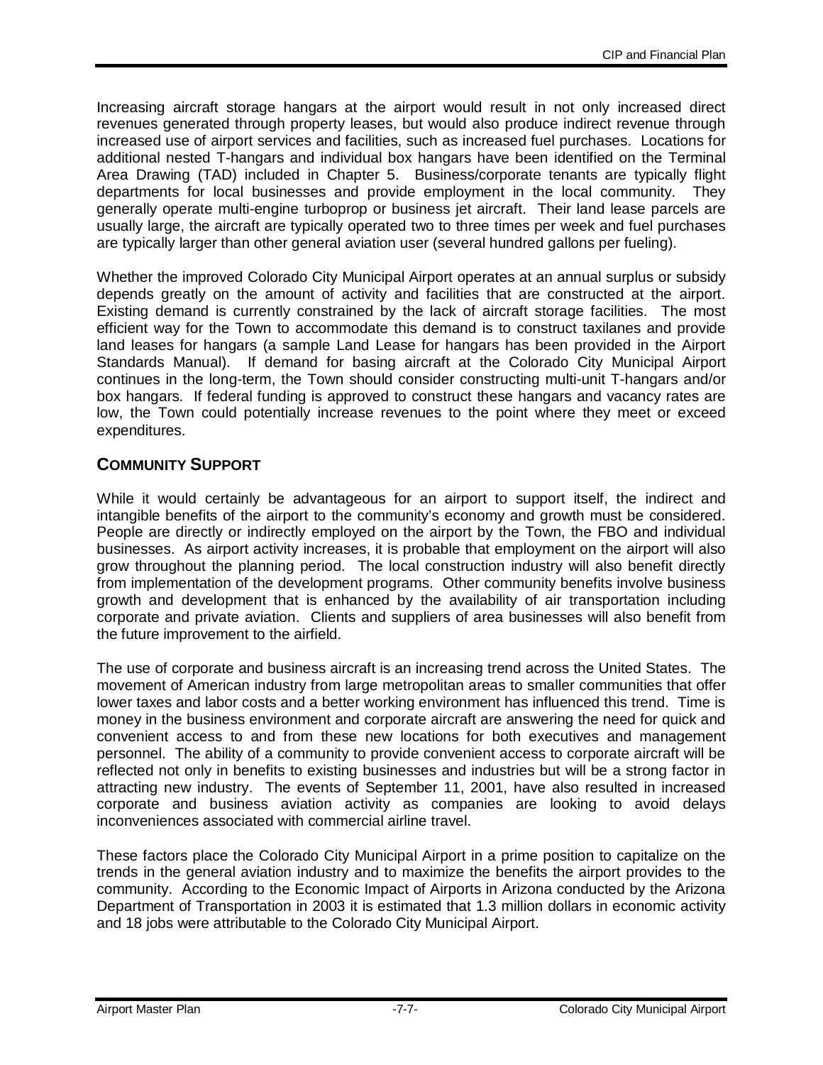Increasing aircraft storage hangars at the airport would result in not only increased direct revenues generated through property leases, but would also produce indirect revenue through increased use of airport services and facilities, such as increased fuel purchases. Locations for additional nested T-hangars and individual box hangars have been identified on the Terminal Area Drawing (TAD) included in Chapter 5. Business/corporate tenants are typically flight departments for local businesses and provide employment in the local community. They generally operate multi-engine turboprop or business jet aircraft. Their land lease parcels are usually large, the aircraft are typically operated two to three times per week and fuel purchases are typically larger than other general aviation user (several hundred gallons per fueling).

Whether the improved Colorado City Municipal Airport operates at an annual surplus or subsidy depends greatly on the amount of activity and facilities that are constructed at the airport. Existing demand is currently constrained by the lack of aircraft storage facilities. The most efficient way for the Town to accommodate this demand is to construct taxilanes and provide land leases for hangars (a sample Land Lease for hangars has been provided in the Airport Standards Manual). If demand for basing aircraft at the Colorado City Municipal Airport continues in the long-term, the Town should consider constructing multi-unit T-hangars and/or box hangars. If federal funding is approved to construct these hangars and vacancy rates are low, the Town could potentially increase revenues to the point where they meet or exceed expenditures.

## COMMUNITY SUPPORT

While it would certainly be advantageous for an airport to support itself, the indirect and intangible benefits of the airport to the community's economy and growth must be considered. People are directly or indirectly employed on the airport by the Town, the FBO and individual businesses. As airport activity increases, it is probable that employment on the airport will also grow throughout the planning period. The local construction industry will also benefit directly from implementation of the development programs. Other community benefits involve business growth and development that is enhanced by the availability of air transportation including corporate and private aviation. Clients and suppliers of area businesses will also benefit from the future improvement to the airfield.

The use of corporate and business aircraft is an increasing trend across the United States. The movement of American industry from large metropolitan areas to smaller communities that offer lower taxes and labor costs and a better working environment has influenced this trend. Time is money in the business environment and corporate aircraft are answering the need for quick and convenient access to and from these new locations for both executives and management personnel. The ability of a community to provide convenient access to corporate aircraft will be reflected not only in benefits to existing businesses and industries but will be a strong factor in attracting new industry. The events of September 11, 2001, have also resulted in increased corporate and business aviation activity as companies are looking to avoid delays inconveniences associated with commercial airline travel.

These factors place the Colorado City Municipal Airport in a prime position to capitalize on the trends in the general aviation industry and to maximize the benefits the airport provides to the community. According to the Economic Impact of Airports in Arizona conducted by the Arizona Department of Transportation in 2003 it is estimated that 1.3 million dollars in economic activity and 18 jobs were attributable to the Colorado City Municipal Airport.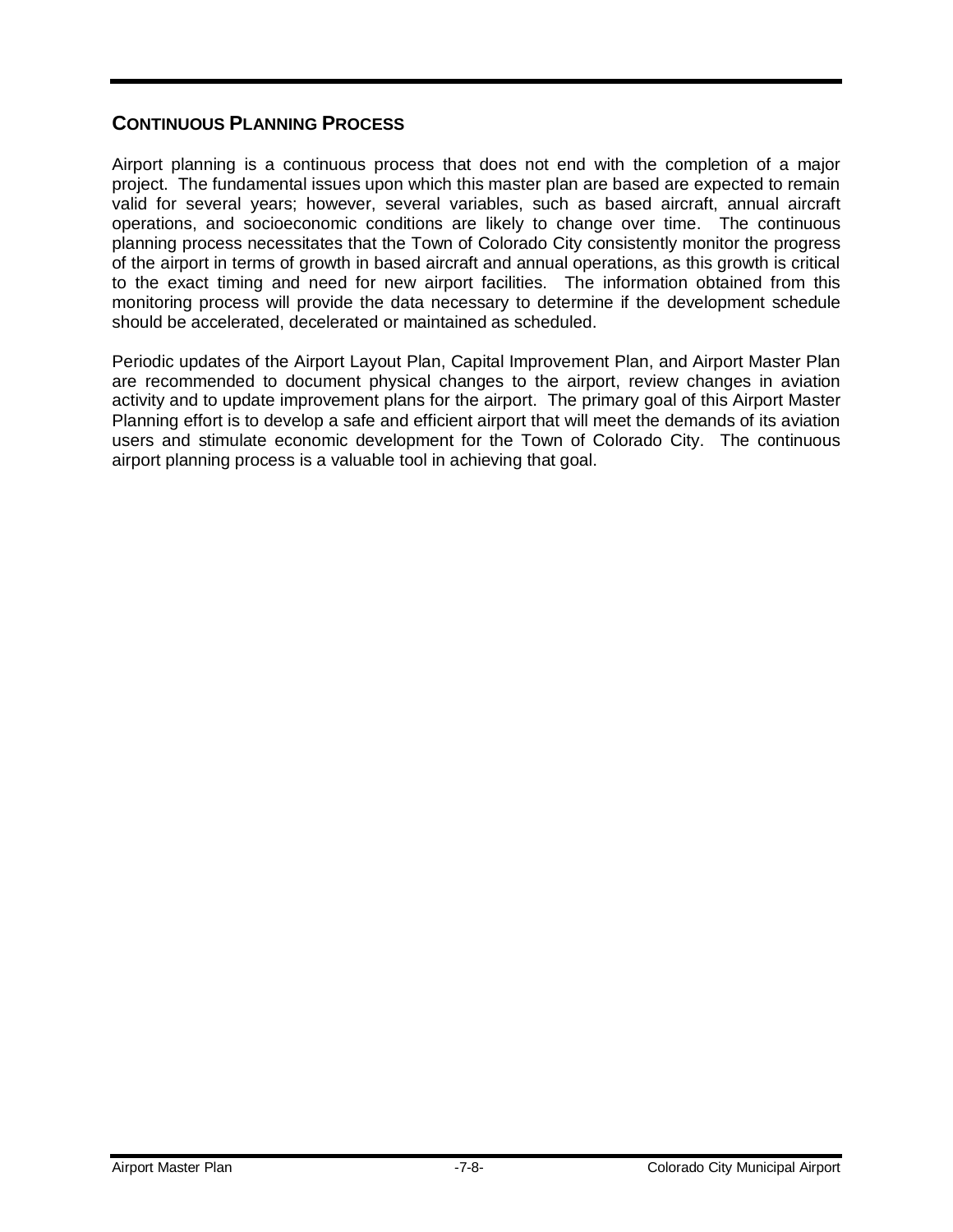## CONTINUOUS PLANNING PROCESS

Airport planning is a continuous process that does not end with the completion of a major project. The fundamental issues upon which this master plan are based are expected to remain valid for several years; however, several variables, such as based aircraft, annual aircraft operations, and socioeconomic conditions are likely to change over time. The continuous planning process necessitates that the Town of Colorado City consistently monitor the progress of the airport in terms of growth in based aircraft and annual operations, as this growth is critical to the exact timing and need for new airport facilities. The information obtained from this monitoring process will provide the data necessary to determine if the development schedule should be accelerated, decelerated or maintained as scheduled.

Periodic updates of the Airport Layout Plan, Capital Improvement Plan, and Airport Master Plan are recommended to document physical changes to the airport, review changes in aviation activity and to update improvement plans for the airport. The primary goal of this Airport Master Planning effort is to develop a safe and efficient airport that will meet the demands of its aviation users and stimulate economic development for the Town of Colorado City. The continuous airport planning process is a valuable tool in achieving that goal.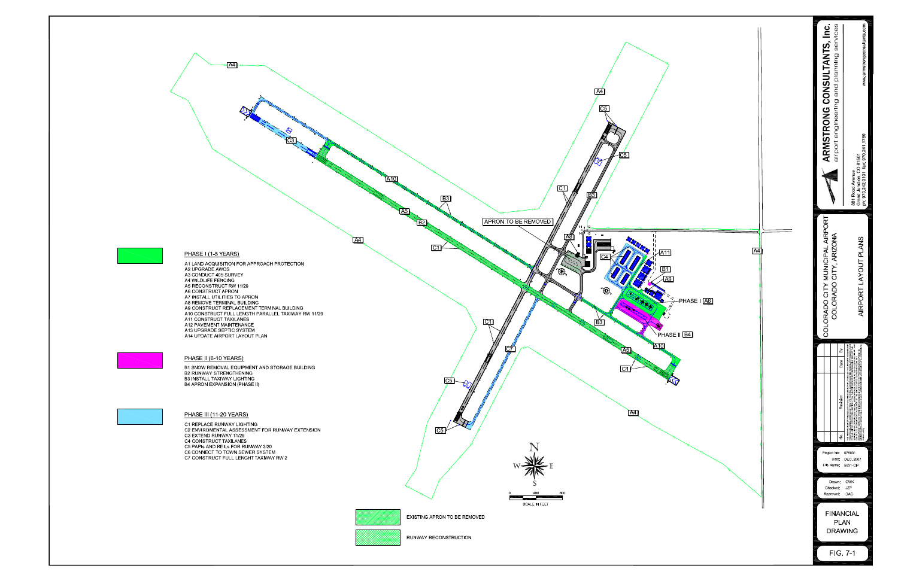PHASE I (1-5 YEARS)

A1 LAND ACQUISITION FOR APPROACH PROTECTION
A2 UPGRADE AWOS
A3 CONDUCT 405 SURVEY
A4 WILDLIFE FENCING
A5 RECONSTRUCT RW 11/29
A6 CONSTRUCT APRON
A7 INSTALL UTILITIES TO APRON
A8 REMOVE TERMINAL BUILDING
A9 CONSTRUCT REPLACEMENT TERMINAL BUILDING
A10 CONSTRUCT FULL LENGTH PARALLEL TAXIWAY RW 11/29
A11 CONSTRUCT TAXILANES
A12 PAVEMENT MAINTENANCE
A13 UPGRADE SEPTIC SYSTEM
A14 UPDATE AIRPORT LAYOUT PLAN

PHASE II (6-10 YEARS)

B1 SNOW REMOVAL EQUIPMENT AND STORAGE BUILDING
B2 RUNWAY STRENGTHENING
B3 INSTALL TAXIWAY LIGHTING
B4 APRON EXPANSION (PHASE II)

PHASE III (11-20 YEARS)

C1 REPLACE RUNWAY LIGHTING
C2 ENVIROMENTAL ASSESSMENT FOR RUNWAY EXTENSION
C3 EXTEND RUNWAY 11/29
C4 CONSTRUCT TAXILANES
C5 PAPIs AND REILs FOR RUNWAY 2/20
C6 CONNECT TO TOWN SEWER SYSTEM
C7 CONSTRUCT FULL LENGHT TAXIWAY RW 2

APRON TO BE REMOVED

PHASE I A6

PHASE II B4

A4 A4 A4 A4 A4 A4
C3 C5 C5 C5 C5
A10 A10 B3 B3 B3 A5 A5 B2 C1 C1 C1 C1 A8 C4 A11 B1 A9 C7

N
W E
S

0 400 800
SCALE IN FEET

EXISTING APRON TO BE REMOVED

RUNWAY RECONSTRUCTION

ARMSTRONG CONSULTANTS, Inc.
airport engineering and planning services

861 Rood Avenue
Grand Junction, CO 81501
ph: 970.242.0101 fax: 970.241.1769

www.armstrongconsultants.com

COLORADO CITY MUNICIPAL AIRPORT
COLORADO CITY, ARIZONA

AIRPORT LAYOUT PLANS

| No. | Revision | Date | By |
|---|---|---|---|
| | | | |

Project No: 07S631
Date: DEC. 2007
File Name: 5631-CIP

Drawn: CWK
Checked: JZP
Approved: DAC

FINANCIAL PLAN DRAWING

FIG. 7-1